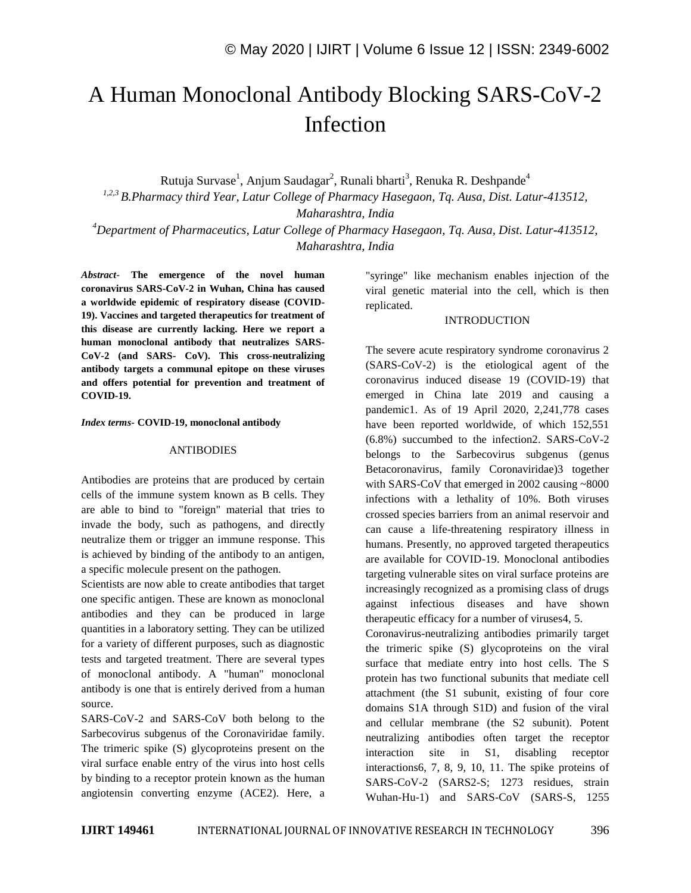# A Human Monoclonal Antibody Blocking SARS-CoV-2 Infection

Rutuja Survase[1], Anjum Saudagar[2], Runali bharti[3], Renuka R. Deshpande[4]

[1,2,3] *B.Pharmacy third Year, Latur College of Pharmacy Hasegaon, Tq. Ausa, Dist. Latur-413512, Maharashtra, India*

[4] *Department of Pharmaceutics, Latur College of Pharmacy Hasegaon, Tq. Ausa, Dist. Latur-413512, Maharashtra, India*

***Abstract-*** **The emergence of the novel human coronavirus SARS-CoV-2 in Wuhan, China has caused a worldwide epidemic of respiratory disease (COVID-19). Vaccines and targeted therapeutics for treatment of this disease are currently lacking. Here we report a human monoclonal antibody that neutralizes SARS-CoV-2 (and SARS- CoV). This cross-neutralizing antibody targets a communal epitope on these viruses and offers potential for prevention and treatment of COVID-19.**

***Index terms-*** **COVID-19, monoclonal antibody**

## ANTIBODIES

Antibodies are proteins that are produced by certain cells of the immune system known as B cells. They are able to bind to "foreign" material that tries to invade the body, such as pathogens, and directly neutralize them or trigger an immune response. This is achieved by binding of the antibody to an antigen, a specific molecule present on the pathogen.

Scientists are now able to create antibodies that target one specific antigen. These are known as monoclonal antibodies and they can be produced in large quantities in a laboratory setting. They can be utilized for a variety of different purposes, such as diagnostic tests and targeted treatment. There are several types of monoclonal antibody. A "human" monoclonal antibody is one that is entirely derived from a human source.

SARS-CoV-2 and SARS-CoV both belong to the Sarbecovirus subgenus of the Coronaviridae family. The trimeric spike (S) glycoproteins present on the viral surface enable entry of the virus into host cells by binding to a receptor protein known as the human angiotensin converting enzyme (ACE2). Here, a "syringe" like mechanism enables injection of the viral genetic material into the cell, which is then replicated.

## INTRODUCTION

The severe acute respiratory syndrome coronavirus 2 (SARS-CoV-2) is the etiological agent of the coronavirus induced disease 19 (COVID-19) that emerged in China late 2019 and causing a pandemic1. As of 19 April 2020, 2,241,778 cases have been reported worldwide, of which 152,551 (6.8%) succumbed to the infection2. SARS-CoV-2 belongs to the Sarbecovirus subgenus (genus Betacoronavirus, family Coronaviridae)3 together with SARS-CoV that emerged in 2002 causing ~8000 infections with a lethality of 10%. Both viruses crossed species barriers from an animal reservoir and can cause a life-threatening respiratory illness in humans. Presently, no approved targeted therapeutics are available for COVID-19. Monoclonal antibodies targeting vulnerable sites on viral surface proteins are increasingly recognized as a promising class of drugs against infectious diseases and have shown therapeutic efficacy for a number of viruses4, 5.

Coronavirus-neutralizing antibodies primarily target the trimeric spike (S) glycoproteins on the viral surface that mediate entry into host cells. The S protein has two functional subunits that mediate cell attachment (the S1 subunit, existing of four core domains S1A through S1D) and fusion of the viral and cellular membrane (the S2 subunit). Potent neutralizing antibodies often target the receptor interaction site in S1, disabling receptor interactions6, 7, 8, 9, 10, 11. The spike proteins of SARS-CoV-2 (SARS2-S; 1273 residues, strain Wuhan-Hu-1) and SARS-CoV (SARS-S, 1255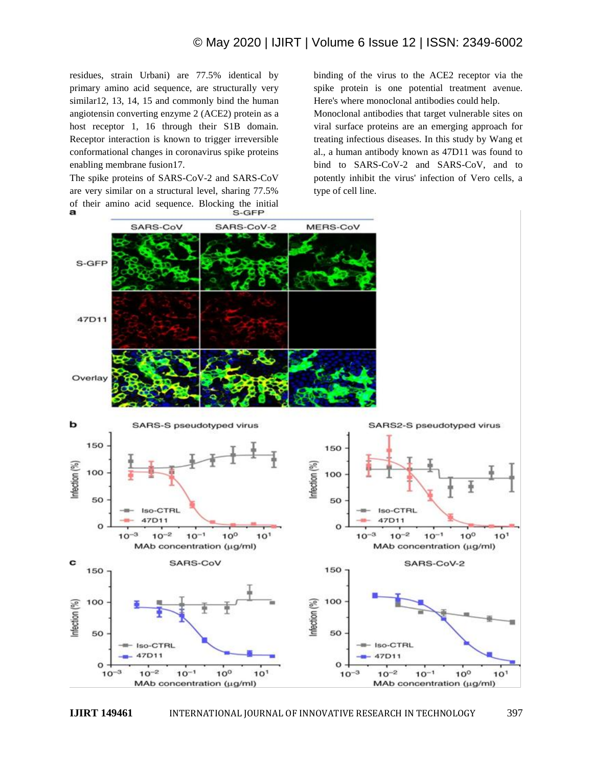residues, strain Urbani) are 77.5% identical by primary amino acid sequence, are structurally very similar12, 13, 14, 15 and commonly bind the human angiotensin converting enzyme 2 (ACE2) protein as a host receptor 1, 16 through their S1B domain. Receptor interaction is known to trigger irreversible conformational changes in coronavirus spike proteins enabling membrane fusion17.

The spike proteins of SARS-CoV-2 and SARS-CoV are very similar on a structural level, sharing 77.5% of their amino acid sequence. Blocking the initial binding of the virus to the ACE2 receptor via the spike protein is one potential treatment avenue. Here's where monoclonal antibodies could help.

Monoclonal antibodies that target vulnerable sites on viral surface proteins are an emerging approach for treating infectious diseases. In this study by Wang et al., a human antibody known as 47D11 was found to bind to SARS-CoV-2 and SARS-CoV, and to potently inhibit the virus' infection of Vero cells, a type of cell line.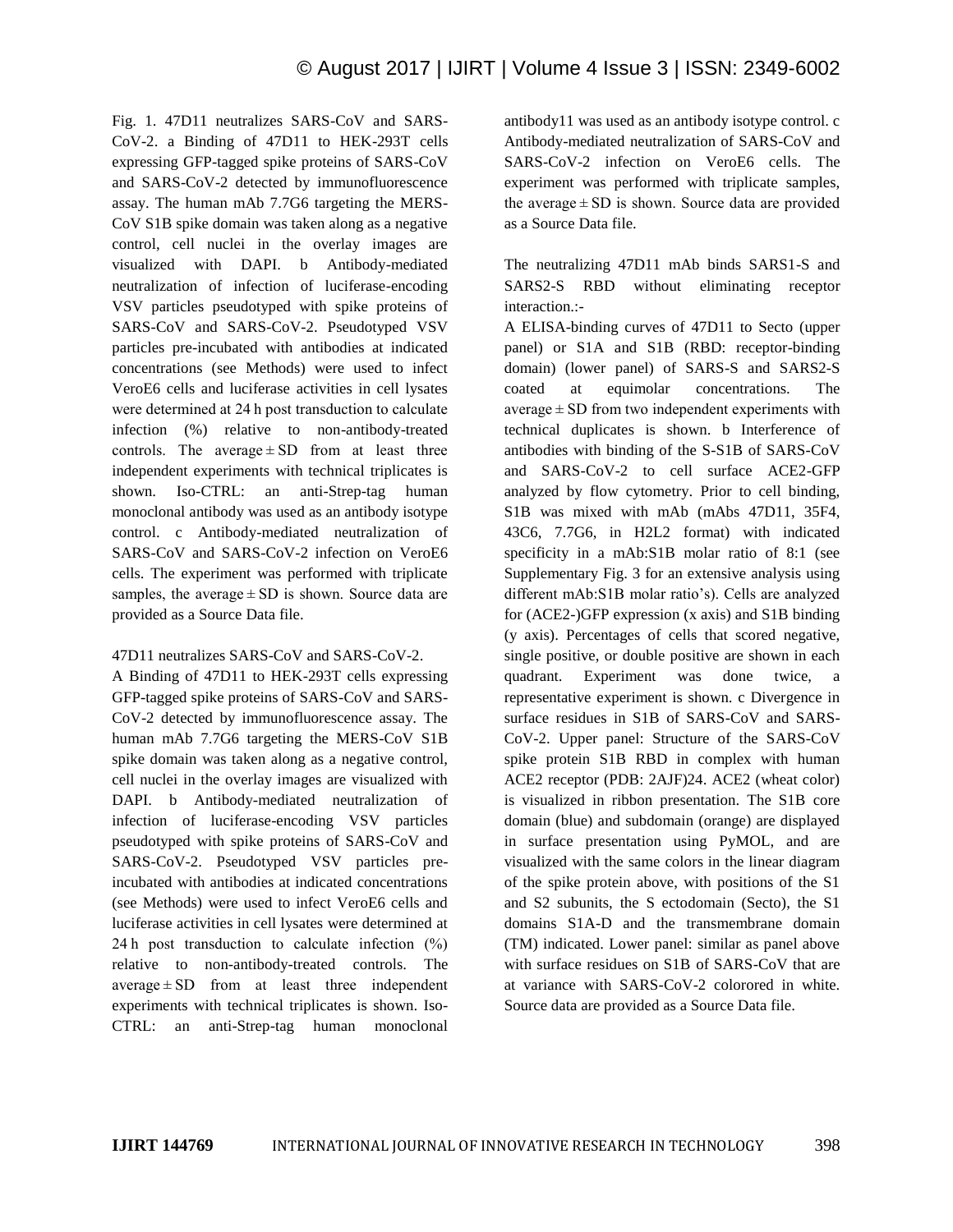Fig. 1. 47D11 neutralizes SARS-CoV and SARS-CoV-2. a Binding of 47D11 to HEK-293T cells expressing GFP-tagged spike proteins of SARS-CoV and SARS-CoV-2 detected by immunofluorescence assay. The human mAb 7.7G6 targeting the MERS-CoV S1B spike domain was taken along as a negative control, cell nuclei in the overlay images are visualized with DAPI. b Antibody-mediated neutralization of infection of luciferase-encoding VSV particles pseudotyped with spike proteins of SARS-CoV and SARS-CoV-2. Pseudotyped VSV particles pre-incubated with antibodies at indicated concentrations (see Methods) were used to infect VeroE6 cells and luciferase activities in cell lysates were determined at 24 h post transduction to calculate infection (%) relative to non-antibody-treated controls. The average ± SD from at least three independent experiments with technical triplicates is shown. Iso-CTRL: an anti-Strep-tag human monoclonal antibody was used as an antibody isotype control. c Antibody-mediated neutralization of SARS-CoV and SARS-CoV-2 infection on VeroE6 cells. The experiment was performed with triplicate samples, the average ± SD is shown. Source data are provided as a Source Data file.

47D11 neutralizes SARS-CoV and SARS-CoV-2.

A Binding of 47D11 to HEK-293T cells expressing GFP-tagged spike proteins of SARS-CoV and SARS-CoV-2 detected by immunofluorescence assay. The human mAb 7.7G6 targeting the MERS-CoV S1B spike domain was taken along as a negative control, cell nuclei in the overlay images are visualized with DAPI. b Antibody-mediated neutralization of infection of luciferase-encoding VSV particles pseudotyped with spike proteins of SARS-CoV and SARS-CoV-2. Pseudotyped VSV particles pre-incubated with antibodies at indicated concentrations (see Methods) were used to infect VeroE6 cells and luciferase activities in cell lysates were determined at 24 h post transduction to calculate infection (%) relative to non-antibody-treated controls. The average ± SD from at least three independent experiments with technical triplicates is shown. Iso-CTRL: an anti-Strep-tag human monoclonal antibody11 was used as an antibody isotype control. c Antibody-mediated neutralization of SARS-CoV and SARS-CoV-2 infection on VeroE6 cells. The experiment was performed with triplicate samples, the average ± SD is shown. Source data are provided as a Source Data file.

The neutralizing 47D11 mAb binds SARS1-S and SARS2-S RBD without eliminating receptor interaction.:-

A ELISA-binding curves of 47D11 to Secto (upper panel) or S1A and S1B (RBD: receptor-binding domain) (lower panel) of SARS-S and SARS2-S coated at equimolar concentrations. The average ± SD from two independent experiments with technical duplicates is shown. b Interference of antibodies with binding of the S-S1B of SARS-CoV and SARS-CoV-2 to cell surface ACE2-GFP analyzed by flow cytometry. Prior to cell binding, S1B was mixed with mAb (mAbs 47D11, 35F4, 43C6, 7.7G6, in H2L2 format) with indicated specificity in a mAb:S1B molar ratio of 8:1 (see Supplementary Fig. 3 for an extensive analysis using different mAb:S1B molar ratio's). Cells are analyzed for (ACE2-)GFP expression (x axis) and S1B binding (y axis). Percentages of cells that scored negative, single positive, or double positive are shown in each quadrant. Experiment was done twice, a representative experiment is shown. c Divergence in surface residues in S1B of SARS-CoV and SARS-CoV-2. Upper panel: Structure of the SARS-CoV spike protein S1B RBD in complex with human ACE2 receptor (PDB: 2AJF)24. ACE2 (wheat color) is visualized in ribbon presentation. The S1B core domain (blue) and subdomain (orange) are displayed in surface presentation using PyMOL, and are visualized with the same colors in the linear diagram of the spike protein above, with positions of the S1 and S2 subunits, the S ectodomain (Secto), the S1 domains S1A-D and the transmembrane domain (TM) indicated. Lower panel: similar as panel above with surface residues on S1B of SARS-CoV that are at variance with SARS-CoV-2 colorored in white. Source data are provided as a Source Data file.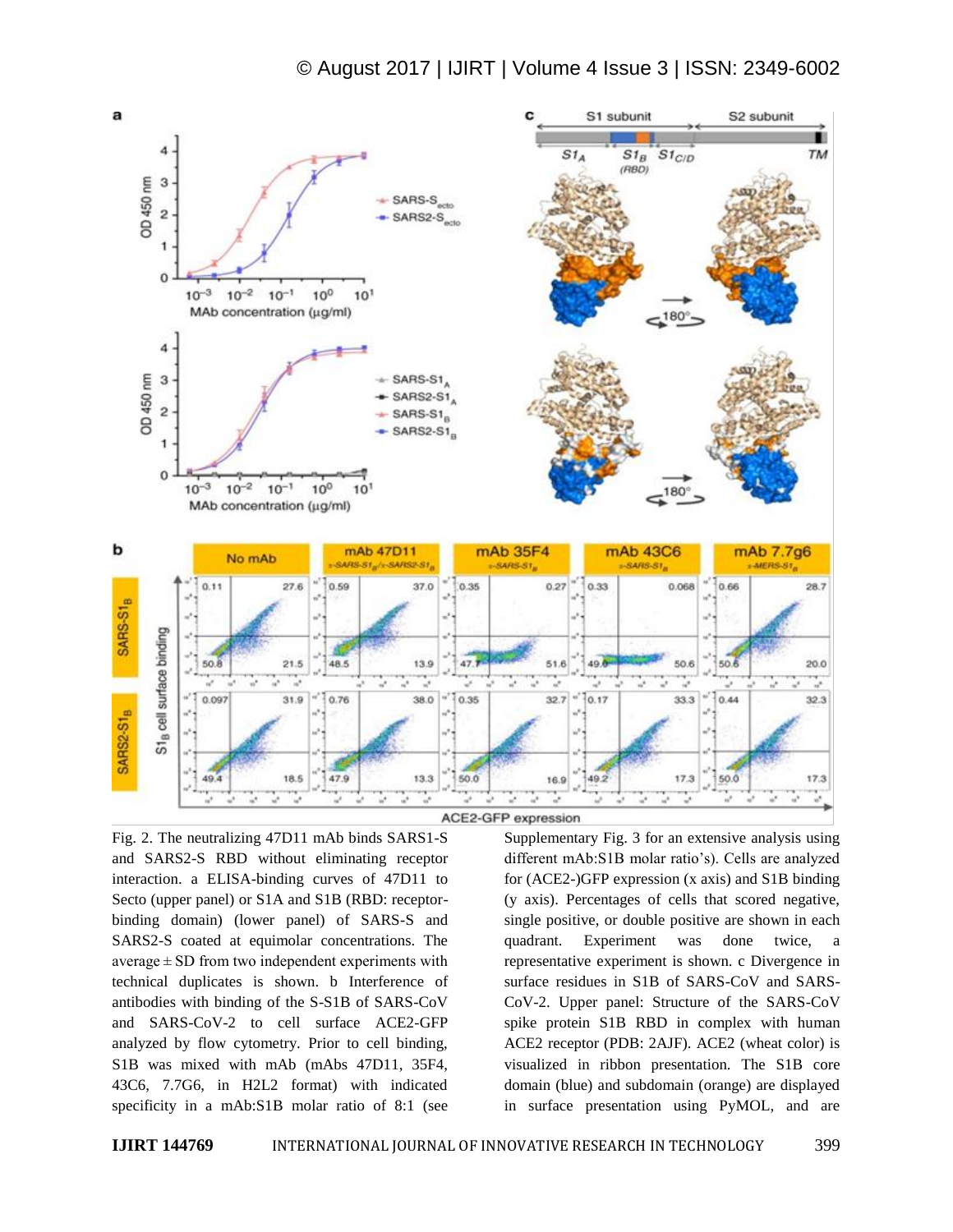Fig. 2. The neutralizing 47D11 mAb binds SARS1-S and SARS2-S RBD without eliminating receptor interaction. a ELISA-binding curves of 47D11 to Secto (upper panel) or S1A and S1B (RBD: receptor-binding domain) (lower panel) of SARS-S and SARS2-S coated at equimolar concentrations. The average ± SD from two independent experiments with technical duplicates is shown. b Interference of antibodies with binding of the S-S1B of SARS-CoV and SARS-CoV-2 to cell surface ACE2-GFP analyzed by flow cytometry. Prior to cell binding, S1B was mixed with mAb (mAbs 47D11, 35F4, 43C6, 7.7G6, in H2L2 format) with indicated specificity in a mAb:S1B molar ratio of 8:1 (see Supplementary Fig. 3 for an extensive analysis using different mAb:S1B molar ratio's). Cells are analyzed for (ACE2-)GFP expression (x axis) and S1B binding (y axis). Percentages of cells that scored negative, single positive, or double positive are shown in each quadrant. Experiment was done twice, a representative experiment is shown. c Divergence in surface residues in S1B of SARS-CoV and SARS-CoV-2. Upper panel: Structure of the SARS-CoV spike protein S1B RBD in complex with human ACE2 receptor (PDB: 2AJF). ACE2 (wheat color) is visualized in ribbon presentation. The S1B core domain (blue) and subdomain (orange) are displayed in surface presentation using PyMOL, and are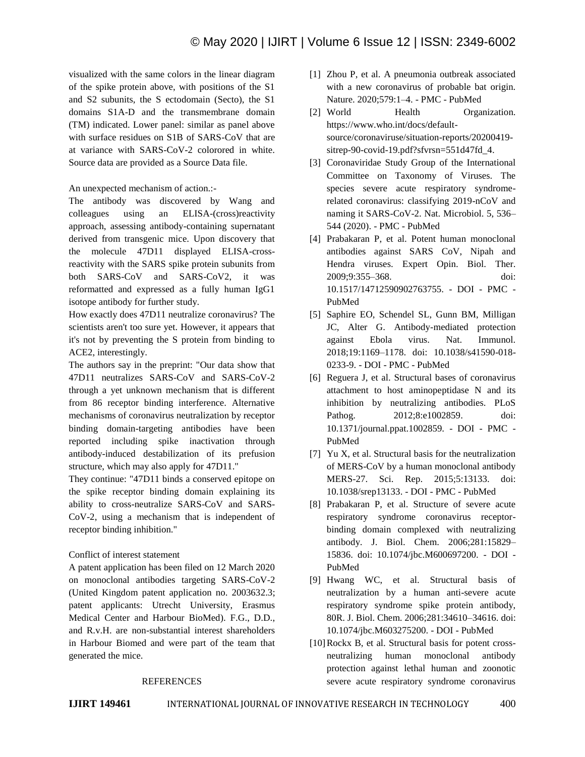visualized with the same colors in the linear diagram of the spike protein above, with positions of the S1 and S2 subunits, the S ectodomain (Secto), the S1 domains S1A-D and the transmembrane domain (TM) indicated. Lower panel: similar as panel above with surface residues on S1B of SARS-CoV that are at variance with SARS-CoV-2 colorored in white. Source data are provided as a Source Data file.

An unexpected mechanism of action.:-

The antibody was discovered by Wang and colleagues using an ELISA-(cross)reactivity approach, assessing antibody-containing supernatant derived from transgenic mice. Upon discovery that the molecule 47D11 displayed ELISA-cross-reactivity with the SARS spike protein subunits from both SARS-CoV and SARS-CoV2, it was reformatted and expressed as a fully human IgG1 isotope antibody for further study.

How exactly does 47D11 neutralize coronavirus? The scientists aren't too sure yet. However, it appears that it's not by preventing the S protein from binding to ACE2, interestingly.

The authors say in the preprint: "Our data show that 47D11 neutralizes SARS-CoV and SARS-CoV-2 through a yet unknown mechanism that is different from 86 receptor binding interference. Alternative mechanisms of coronavirus neutralization by receptor binding domain-targeting antibodies have been reported including spike inactivation through antibody-induced destabilization of its prefusion structure, which may also apply for 47D11."

They continue: "47D11 binds a conserved epitope on the spike receptor binding domain explaining its ability to cross-neutralize SARS-CoV and SARS-CoV-2, using a mechanism that is independent of receptor binding inhibition."

Conflict of interest statement

A patent application has been filed on 12 March 2020 on monoclonal antibodies targeting SARS-CoV-2 (United Kingdom patent application no. 2003632.3; patent applicants: Utrecht University, Erasmus Medical Center and Harbour BioMed). F.G., D.D., and R.v.H. are non-substantial interest shareholders in Harbour Biomed and were part of the team that generated the mice.

## REFERENCES

[1] Zhou P, et al. A pneumonia outbreak associated with a new coronavirus of probable bat origin. Nature. 2020;579:1–4. - PMC - PubMed

[2] World Health Organization. https://www.who.int/docs/default-source/coronaviruse/situation-reports/20200419-sitrep-90-covid-19.pdf?sfvrsn=551d47fd_4.

[3] Coronaviridae Study Group of the International Committee on Taxonomy of Viruses. The species severe acute respiratory syndrome-related coronavirus: classifying 2019-nCoV and naming it SARS-CoV-2. Nat. Microbiol. 5, 536–544 (2020). - PMC - PubMed

[4] Prabakaran P, et al. Potent human monoclonal antibodies against SARS CoV, Nipah and Hendra viruses. Expert Opin. Biol. Ther. 2009;9:355–368. doi: 10.1517/14712590902763755. - DOI - PMC - PubMed

[5] Saphire EO, Schendel SL, Gunn BM, Milligan JC, Alter G. Antibody-mediated protection against Ebola virus. Nat. Immunol. 2018;19:1169–1178. doi: 10.1038/s41590-018-0233-9. - DOI - PMC - PubMed

[6] Reguera J, et al. Structural bases of coronavirus attachment to host aminopeptidase N and its inhibition by neutralizing antibodies. PLoS Pathog. 2012;8:e1002859. doi: 10.1371/journal.ppat.1002859. - DOI - PMC - PubMed

[7] Yu X, et al. Structural basis for the neutralization of MERS-CoV by a human monoclonal antibody MERS-27. Sci. Rep. 2015;5:13133. doi: 10.1038/srep13133. - DOI - PMC - PubMed

[8] Prabakaran P, et al. Structure of severe acute respiratory syndrome coronavirus receptor-binding domain complexed with neutralizing antibody. J. Biol. Chem. 2006;281:15829–15836. doi: 10.1074/jbc.M600697200. - DOI - PubMed

[9] Hwang WC, et al. Structural basis of neutralization by a human anti-severe acute respiratory syndrome spike protein antibody, 80R. J. Biol. Chem. 2006;281:34610–34616. doi: 10.1074/jbc.M603275200. - DOI - PubMed

[10] Rockx B, et al. Structural basis for potent cross-neutralizing human monoclonal antibody protection against lethal human and zoonotic severe acute respiratory syndrome coronavirus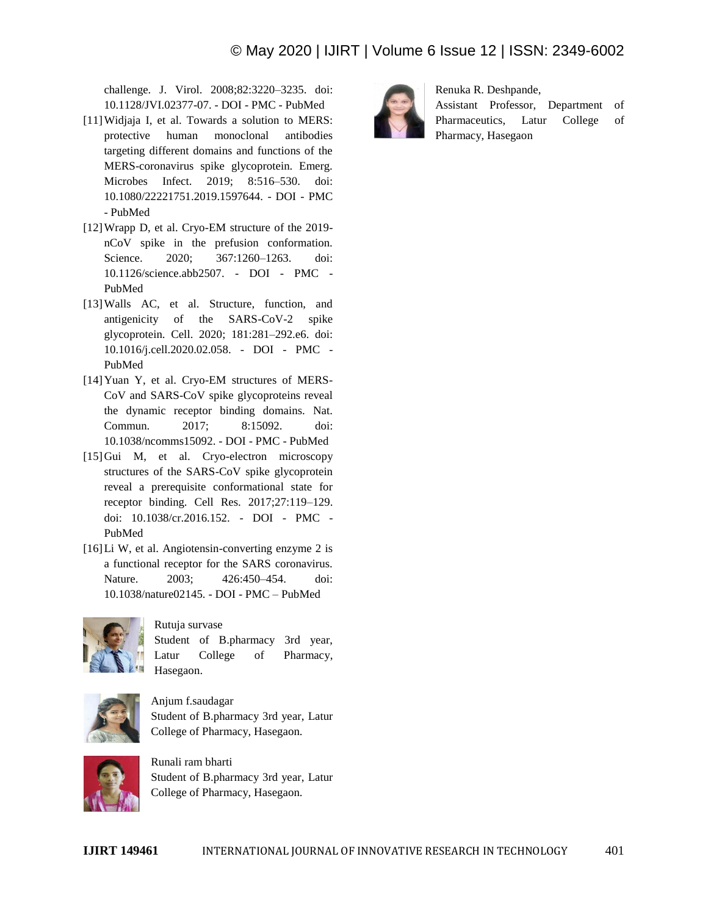challenge. J. Virol. 2008;82:3220–3235. doi: 10.1128/JVI.02377-07. - DOI - PMC - PubMed

[11] Widjaja I, et al. Towards a solution to MERS: protective human monoclonal antibodies targeting different domains and functions of the MERS-coronavirus spike glycoprotein. Emerg. Microbes Infect. 2019; 8:516–530. doi: 10.1080/22221751.2019.1597644. - DOI - PMC - PubMed

[12] Wrapp D, et al. Cryo-EM structure of the 2019-nCoV spike in the prefusion conformation. Science. 2020; 367:1260–1263. doi: 10.1126/science.abb2507. - DOI - PMC - PubMed

[13] Walls AC, et al. Structure, function, and antigenicity of the SARS-CoV-2 spike glycoprotein. Cell. 2020; 181:281–292.e6. doi: 10.1016/j.cell.2020.02.058. - DOI - PMC - PubMed

[14] Yuan Y, et al. Cryo-EM structures of MERS-CoV and SARS-CoV spike glycoproteins reveal the dynamic receptor binding domains. Nat. Commun. 2017; 8:15092. doi: 10.1038/ncomms15092. - DOI - PMC - PubMed

[15] Gui M, et al. Cryo-electron microscopy structures of the SARS-CoV spike glycoprotein reveal a prerequisite conformational state for receptor binding. Cell Res. 2017;27:119–129. doi: 10.1038/cr.2016.152. - DOI - PMC - PubMed

[16] Li W, et al. Angiotensin-converting enzyme 2 is a functional receptor for the SARS coronavirus. Nature. 2003; 426:450–454. doi: 10.1038/nature02145. - DOI - PMC – PubMed

Rutuja survase
Student of B.pharmacy 3rd year, Latur College of Pharmacy, Hasegaon.

Anjum f.saudagar
Student of B.pharmacy 3rd year, Latur College of Pharmacy, Hasegaon.

Runali ram bharti
Student of B.pharmacy 3rd year, Latur College of Pharmacy, Hasegaon.

Renuka R. Deshpande,
Assistant Professor, Department of Pharmaceutics, Latur College of Pharmacy, Hasegaon